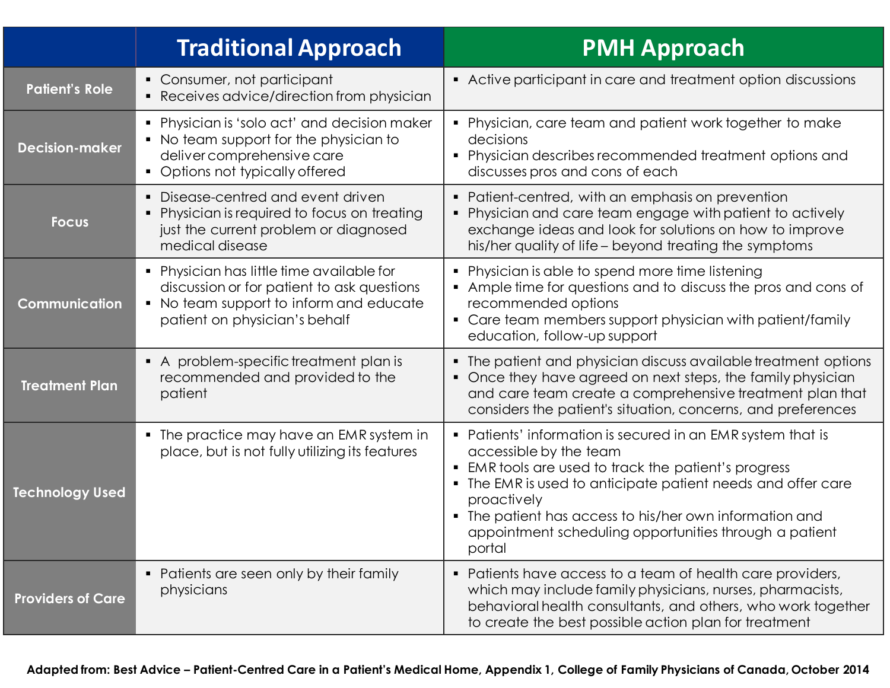| | Traditional Approach | PMH Approach |
|---|---|---|
| **Patient's Role** | ▪ Consumer, not participant<br>▪ Receives advice/direction from physician | ▪ Active participant in care and treatment option discussions |
| **Decision-maker** | ▪ Physician is 'solo act' and decision maker<br>▪ No team support for the physician to deliver comprehensive care<br>▪ Options not typically offered | ▪ Physician, care team and patient work together to make decisions<br>▪ Physician describes recommended treatment options and discusses pros and cons of each |
| **Focus** | ▪ Disease-centred and event driven<br>▪ Physician is required to focus on treating just the current problem or diagnosed medical disease | ▪ Patient-centred, with an emphasis on prevention<br>▪ Physician and care team engage with patient to actively exchange ideas and look for solutions on how to improve his/her quality of life – beyond treating the symptoms |
| **Communication** | ▪ Physician has little time available for discussion or for patient to ask questions<br>▪ No team support to inform and educate patient on physician's behalf | ▪ Physician is able to spend more time listening<br>▪ Ample time for questions and to discuss the pros and cons of recommended options<br>▪ Care team members support physician with patient/family education, follow-up support |
| **Treatment Plan** | ▪ A problem-specific treatment plan is recommended and provided to the patient | ▪ The patient and physician discuss available treatment options<br>▪ Once they have agreed on next steps, the family physician and care team create a comprehensive treatment plan that considers the patient's situation, concerns, and preferences |
| **Technology Used** | ▪ The practice may have an EMR system in place, but is not fully utilizing its features | ▪ Patients' information is secured in an EMR system that is accessible by the team<br>▪ EMR tools are used to track the patient's progress<br>▪ The EMR is used to anticipate patient needs and offer care proactively<br>▪ The patient has access to his/her own information and appointment scheduling opportunities through a patient portal |
| **Providers of Care** | ▪ Patients are seen only by their family physicians | ▪ Patients have access to a team of health care providers, which may include family physicians, nurses, pharmacists, behavioral health consultants, and others, who work together to create the best possible action plan for treatment |

**Adapted from: Best Advice – Patient-Centred Care in a Patient's Medical Home, Appendix 1, College of Family Physicians of Canada, October 2014**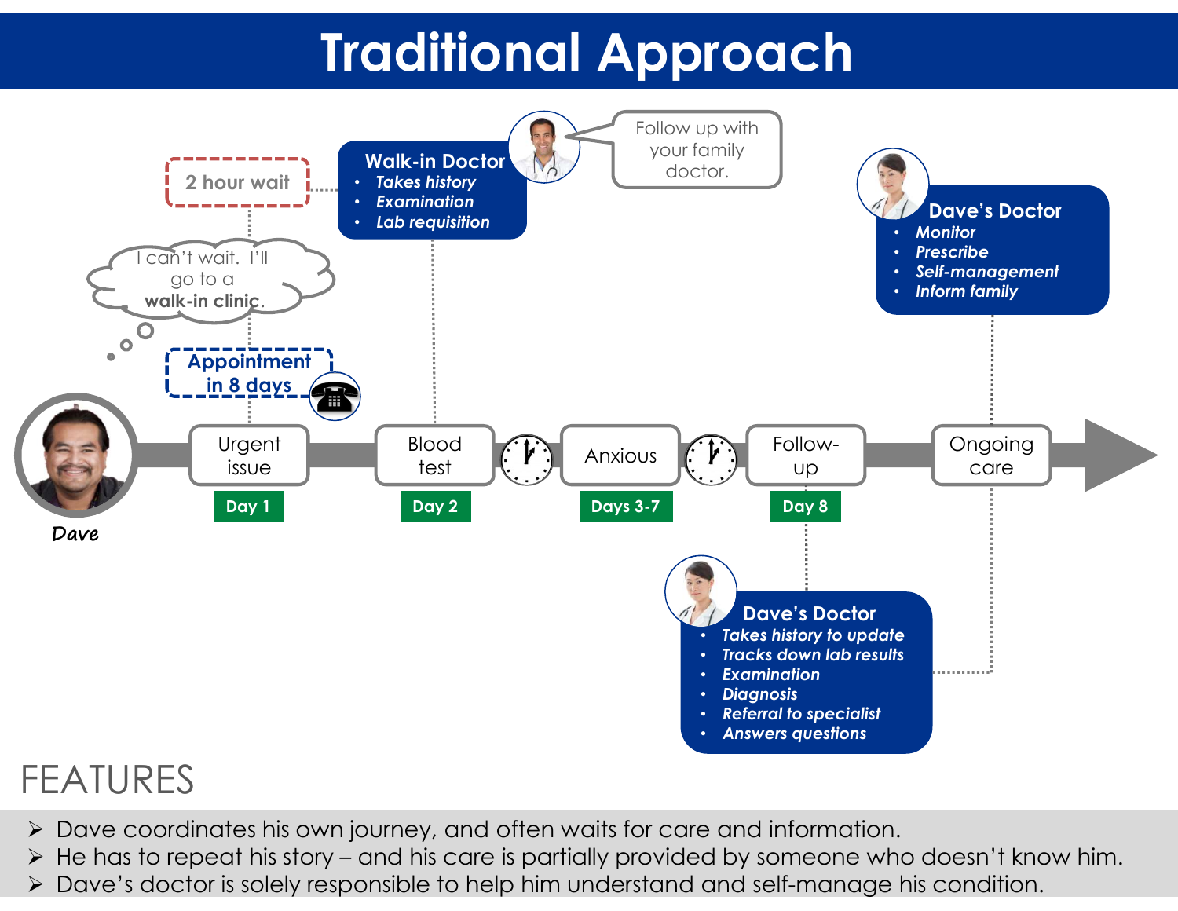# Traditional Approach

2 hour wait

I can't wait. I'll go to a **walk-in clinic**.

**Appointment in 8 days**

**Walk-in Doctor**
- *Takes history*
- *Examination*
- *Lab requisition*

Follow up with your family doctor.

**Dave's Doctor**
- *Monitor*
- *Prescribe*
- *Self-management*
- *Inform family*

Dave

| Urgent issue | Blood test | Anxious | Follow-up | Ongoing care |
|---|---|---|---|---|
| Day 1 | Day 2 | Days 3-7 | Day 8 | |

**Dave's Doctor**
- *Takes history to update*
- *Tracks down lab results*
- *Examination*
- *Diagnosis*
- *Referral to specialist*
- *Answers questions*

## FEATURES

- Dave coordinates his own journey, and often waits for care and information.
- He has to repeat his story – and his care is partially provided by someone who doesn't know him.
- Dave's doctor is solely responsible to help him understand and self-manage his condition.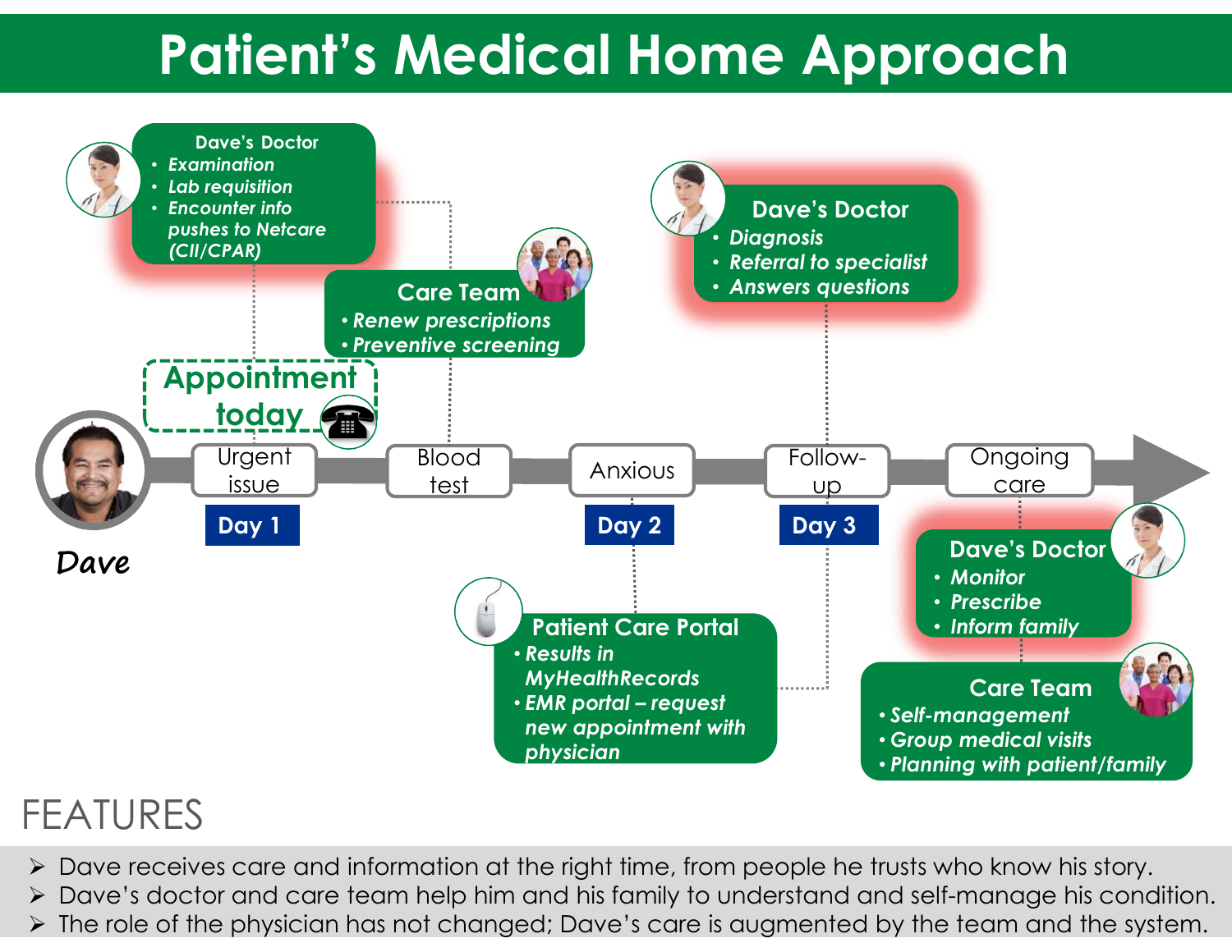# Patient's Medical Home Approach

**Dave's Doctor**
- *Examination*
- *Lab requisition*
- *Encounter info pushes to Netcare (CII/CPAR)*

**Care Team**
- *Renew prescriptions*
- *Preventive screening*

**Appointment today**

**Dave's Doctor**
- *Diagnosis*
- *Referral to specialist*
- *Answers questions*

Dave

Urgent issue

Day 1

Blood test

Anxious

Day 2

Follow-up

Day 3

Ongoing care

**Patient Care Portal**
- *Results in MyHealthRecords*
- *EMR portal – request new appointment with physician*

**Dave's Doctor**
- *Monitor*
- *Prescribe*
- *Inform family*

**Care Team**
- *Self-management*
- *Group medical visits*
- *Planning with patient/family*

## FEATURES

- Dave receives care and information at the right time, from people he trusts who know his story.
- Dave's doctor and care team help him and his family to understand and self-manage his condition.
- The role of the physician has not changed; Dave's care is augmented by the team and the system.